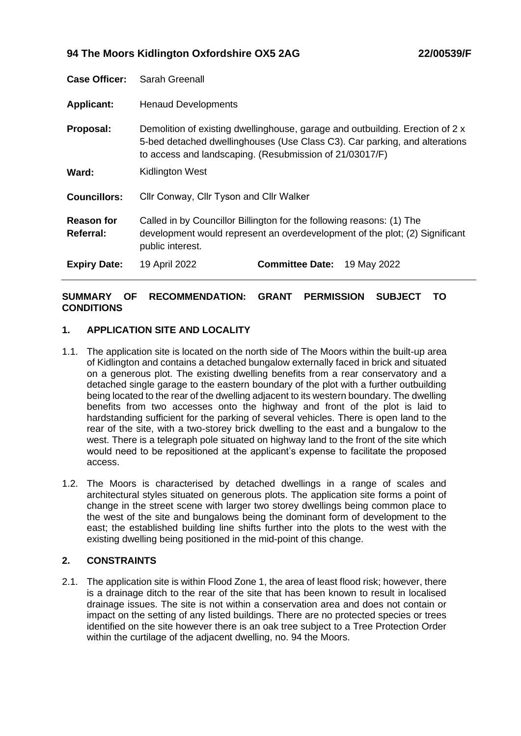**94 The Moors Kidlington Oxfordshire OX5 2AG** **22/00539/F**

| | | | |
|---|---|---|---|
| **Case Officer:** | Sarah Greenall | | |
| **Applicant:** | Henaud Developments | | |
| **Proposal:** | Demolition of existing dwellinghouse, garage and outbuilding. Erection of 2 x 5-bed detached dwellinghouses (Use Class C3). Car parking, and alterations to access and landscaping. (Resubmission of 21/03017/F) | | |
| **Ward:** | Kidlington West | | |
| **Councillors:** | Cllr Conway, Cllr Tyson and Cllr Walker | | |
| **Reason for Referral:** | Called in by Councillor Billington for the following reasons: (1) The development would represent an overdevelopment of the plot; (2) Significant public interest. | | |
| **Expiry Date:** | 19 April 2022 | **Committee Date:** | 19 May 2022 |

**SUMMARY OF RECOMMENDATION: GRANT PERMISSION SUBJECT TO CONDITIONS**

## 1. APPLICATION SITE AND LOCALITY

1.1. The application site is located on the north side of The Moors within the built-up area of Kidlington and contains a detached bungalow externally faced in brick and situated on a generous plot. The existing dwelling benefits from a rear conservatory and a detached single garage to the eastern boundary of the plot with a further outbuilding being located to the rear of the dwelling adjacent to its western boundary. The dwelling benefits from two accesses onto the highway and front of the plot is laid to hardstanding sufficient for the parking of several vehicles. There is open land to the rear of the site, with a two-storey brick dwelling to the east and a bungalow to the west. There is a telegraph pole situated on highway land to the front of the site which would need to be repositioned at the applicant's expense to facilitate the proposed access.

1.2. The Moors is characterised by detached dwellings in a range of scales and architectural styles situated on generous plots. The application site forms a point of change in the street scene with larger two storey dwellings being common place to the west of the site and bungalows being the dominant form of development to the east; the established building line shifts further into the plots to the west with the existing dwelling being positioned in the mid-point of this change.

## 2. CONSTRAINTS

2.1. The application site is within Flood Zone 1, the area of least flood risk; however, there is a drainage ditch to the rear of the site that has been known to result in localised drainage issues. The site is not within a conservation area and does not contain or impact on the setting of any listed buildings. There are no protected species or trees identified on the site however there is an oak tree subject to a Tree Protection Order within the curtilage of the adjacent dwelling, no. 94 the Moors.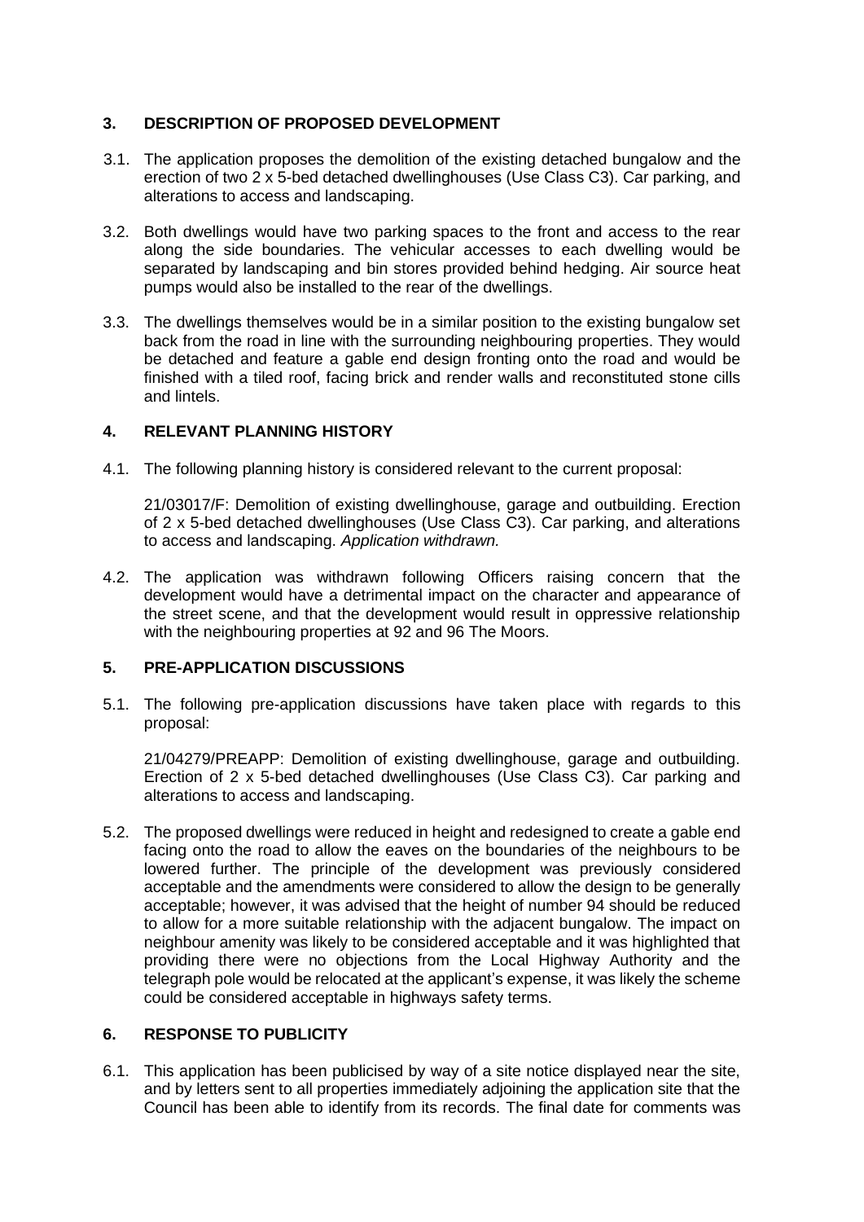## 3. DESCRIPTION OF PROPOSED DEVELOPMENT

3.1. The application proposes the demolition of the existing detached bungalow and the erection of two 2 x 5-bed detached dwellinghouses (Use Class C3). Car parking, and alterations to access and landscaping.

3.2. Both dwellings would have two parking spaces to the front and access to the rear along the side boundaries. The vehicular accesses to each dwelling would be separated by landscaping and bin stores provided behind hedging. Air source heat pumps would also be installed to the rear of the dwellings.

3.3. The dwellings themselves would be in a similar position to the existing bungalow set back from the road in line with the surrounding neighbouring properties. They would be detached and feature a gable end design fronting onto the road and would be finished with a tiled roof, facing brick and render walls and reconstituted stone cills and lintels.

## 4. RELEVANT PLANNING HISTORY

4.1. The following planning history is considered relevant to the current proposal:

21/03017/F: Demolition of existing dwellinghouse, garage and outbuilding. Erection of 2 x 5-bed detached dwellinghouses (Use Class C3). Car parking, and alterations to access and landscaping. *Application withdrawn.*

4.2. The application was withdrawn following Officers raising concern that the development would have a detrimental impact on the character and appearance of the street scene, and that the development would result in oppressive relationship with the neighbouring properties at 92 and 96 The Moors.

## 5. PRE-APPLICATION DISCUSSIONS

5.1. The following pre-application discussions have taken place with regards to this proposal:

21/04279/PREAPP: Demolition of existing dwellinghouse, garage and outbuilding. Erection of 2 x 5-bed detached dwellinghouses (Use Class C3). Car parking and alterations to access and landscaping.

5.2. The proposed dwellings were reduced in height and redesigned to create a gable end facing onto the road to allow the eaves on the boundaries of the neighbours to be lowered further. The principle of the development was previously considered acceptable and the amendments were considered to allow the design to be generally acceptable; however, it was advised that the height of number 94 should be reduced to allow for a more suitable relationship with the adjacent bungalow. The impact on neighbour amenity was likely to be considered acceptable and it was highlighted that providing there were no objections from the Local Highway Authority and the telegraph pole would be relocated at the applicant's expense, it was likely the scheme could be considered acceptable in highways safety terms.

## 6. RESPONSE TO PUBLICITY

6.1. This application has been publicised by way of a site notice displayed near the site, and by letters sent to all properties immediately adjoining the application site that the Council has been able to identify from its records. The final date for comments was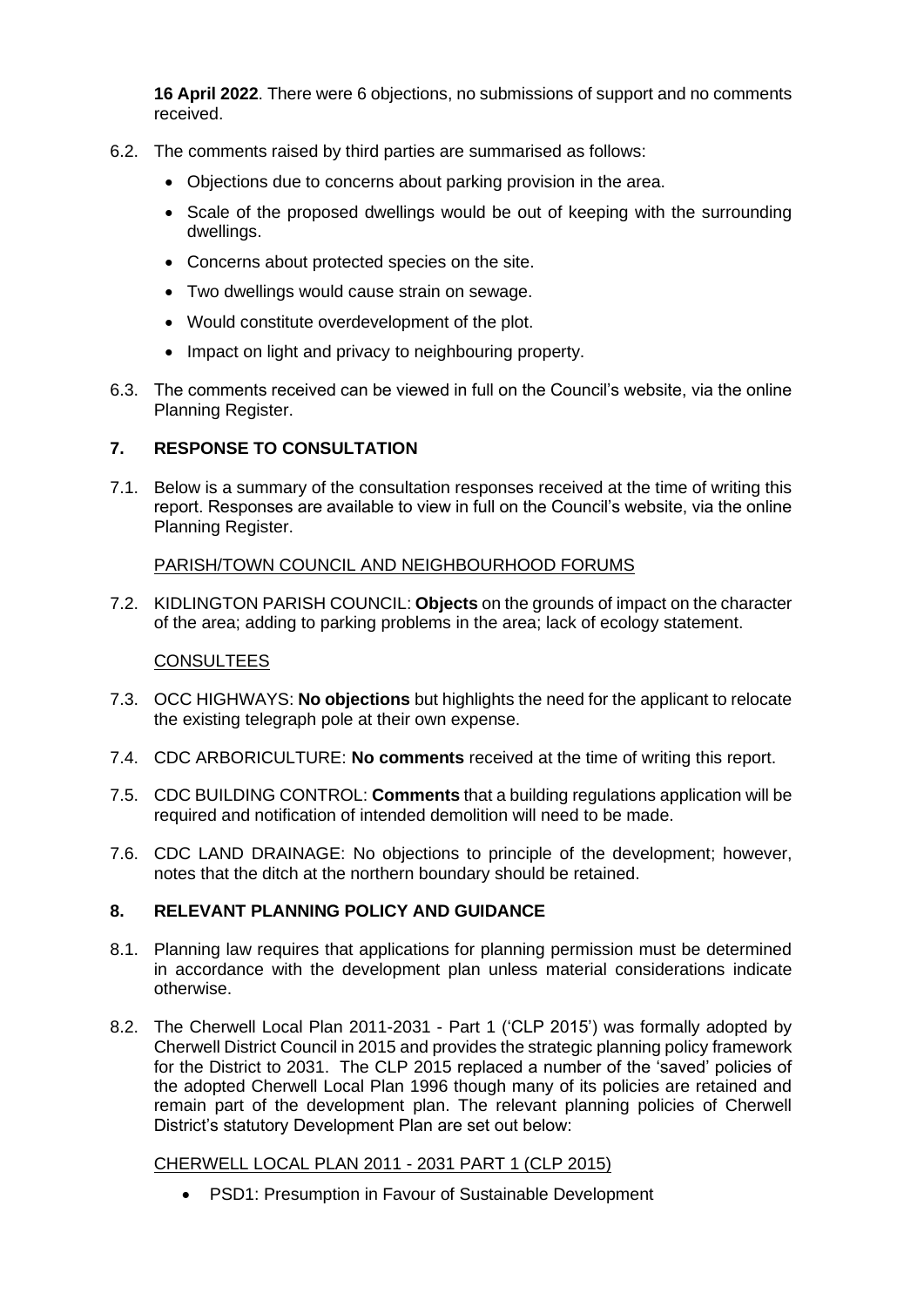**16 April 2022**. There were 6 objections, no submissions of support and no comments received.

6.2. The comments raised by third parties are summarised as follows:

- Objections due to concerns about parking provision in the area.
- Scale of the proposed dwellings would be out of keeping with the surrounding dwellings.
- Concerns about protected species on the site.
- Two dwellings would cause strain on sewage.
- Would constitute overdevelopment of the plot.
- Impact on light and privacy to neighbouring property.

6.3. The comments received can be viewed in full on the Council's website, via the online Planning Register.

## 7. RESPONSE TO CONSULTATION

7.1. Below is a summary of the consultation responses received at the time of writing this report. Responses are available to view in full on the Council's website, via the online Planning Register.

PARISH/TOWN COUNCIL AND NEIGHBOURHOOD FORUMS

7.2. KIDLINGTON PARISH COUNCIL: **Objects** on the grounds of impact on the character of the area; adding to parking problems in the area; lack of ecology statement.

CONSULTEES

7.3. OCC HIGHWAYS: **No objections** but highlights the need for the applicant to relocate the existing telegraph pole at their own expense.

7.4. CDC ARBORICULTURE: **No comments** received at the time of writing this report.

7.5. CDC BUILDING CONTROL: **Comments** that a building regulations application will be required and notification of intended demolition will need to be made.

7.6. CDC LAND DRAINAGE: No objections to principle of the development; however, notes that the ditch at the northern boundary should be retained.

## 8. RELEVANT PLANNING POLICY AND GUIDANCE

8.1. Planning law requires that applications for planning permission must be determined in accordance with the development plan unless material considerations indicate otherwise.

8.2. The Cherwell Local Plan 2011-2031 - Part 1 ('CLP 2015') was formally adopted by Cherwell District Council in 2015 and provides the strategic planning policy framework for the District to 2031. The CLP 2015 replaced a number of the 'saved' policies of the adopted Cherwell Local Plan 1996 though many of its policies are retained and remain part of the development plan. The relevant planning policies of Cherwell District's statutory Development Plan are set out below:

CHERWELL LOCAL PLAN 2011 - 2031 PART 1 (CLP 2015)

- PSD1: Presumption in Favour of Sustainable Development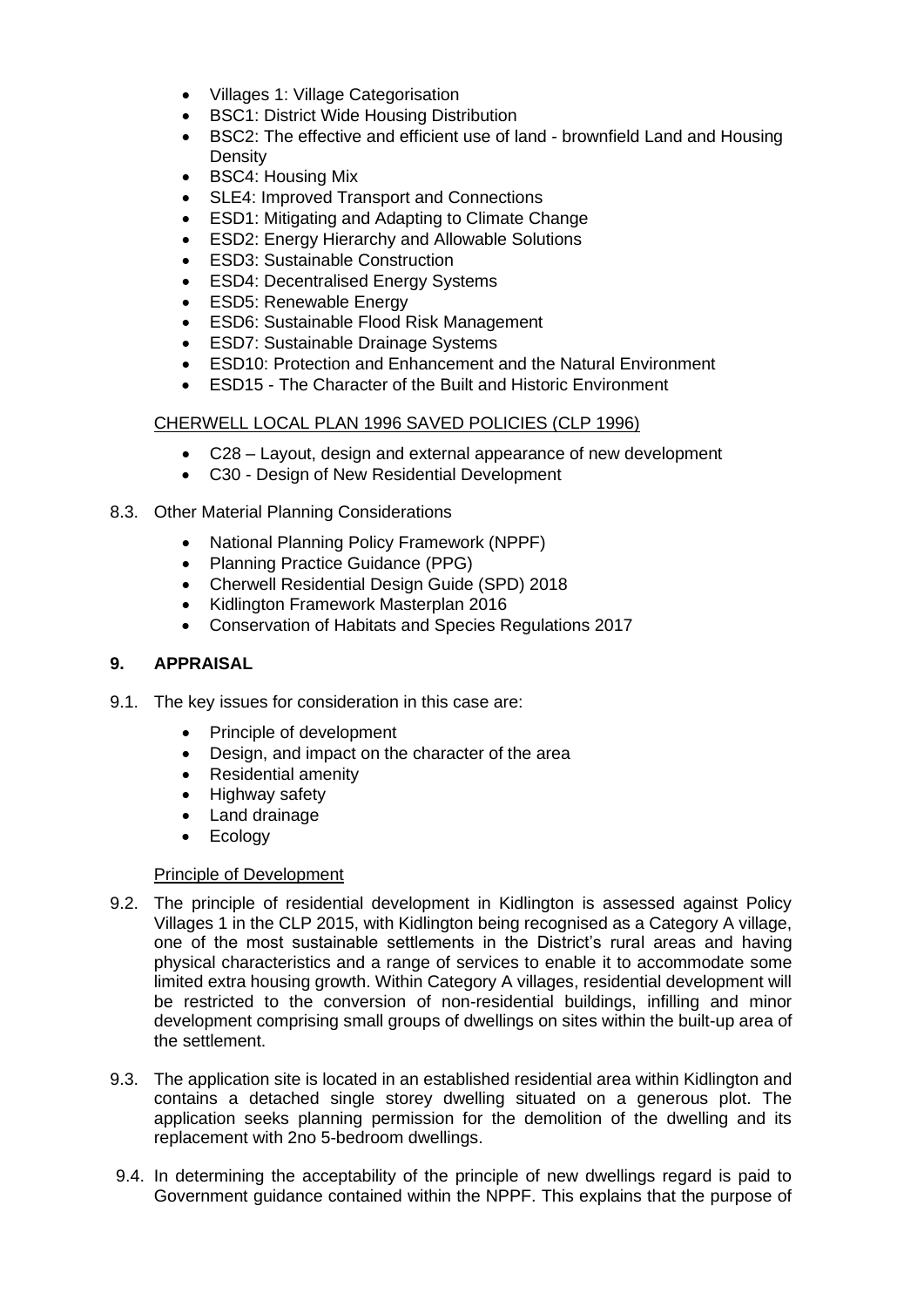- Villages 1: Village Categorisation
- BSC1: District Wide Housing Distribution
- BSC2: The effective and efficient use of land - brownfield Land and Housing Density
- BSC4: Housing Mix
- SLE4: Improved Transport and Connections
- ESD1: Mitigating and Adapting to Climate Change
- ESD2: Energy Hierarchy and Allowable Solutions
- ESD3: Sustainable Construction
- ESD4: Decentralised Energy Systems
- ESD5: Renewable Energy
- ESD6: Sustainable Flood Risk Management
- ESD7: Sustainable Drainage Systems
- ESD10: Protection and Enhancement and the Natural Environment
- ESD15 - The Character of the Built and Historic Environment

CHERWELL LOCAL PLAN 1996 SAVED POLICIES (CLP 1996)

- C28 – Layout, design and external appearance of new development
- C30 - Design of New Residential Development

8.3. Other Material Planning Considerations

- National Planning Policy Framework (NPPF)
- Planning Practice Guidance (PPG)
- Cherwell Residential Design Guide (SPD) 2018
- Kidlington Framework Masterplan 2016
- Conservation of Habitats and Species Regulations 2017

## 9. APPRAISAL

9.1. The key issues for consideration in this case are:

- Principle of development
- Design, and impact on the character of the area
- Residential amenity
- Highway safety
- Land drainage
- Ecology

Principle of Development

9.2. The principle of residential development in Kidlington is assessed against Policy Villages 1 in the CLP 2015, with Kidlington being recognised as a Category A village, one of the most sustainable settlements in the District's rural areas and having physical characteristics and a range of services to enable it to accommodate some limited extra housing growth. Within Category A villages, residential development will be restricted to the conversion of non-residential buildings, infilling and minor development comprising small groups of dwellings on sites within the built-up area of the settlement.

9.3. The application site is located in an established residential area within Kidlington and contains a detached single storey dwelling situated on a generous plot. The application seeks planning permission for the demolition of the dwelling and its replacement with 2no 5-bedroom dwellings.

9.4. In determining the acceptability of the principle of new dwellings regard is paid to Government guidance contained within the NPPF. This explains that the purpose of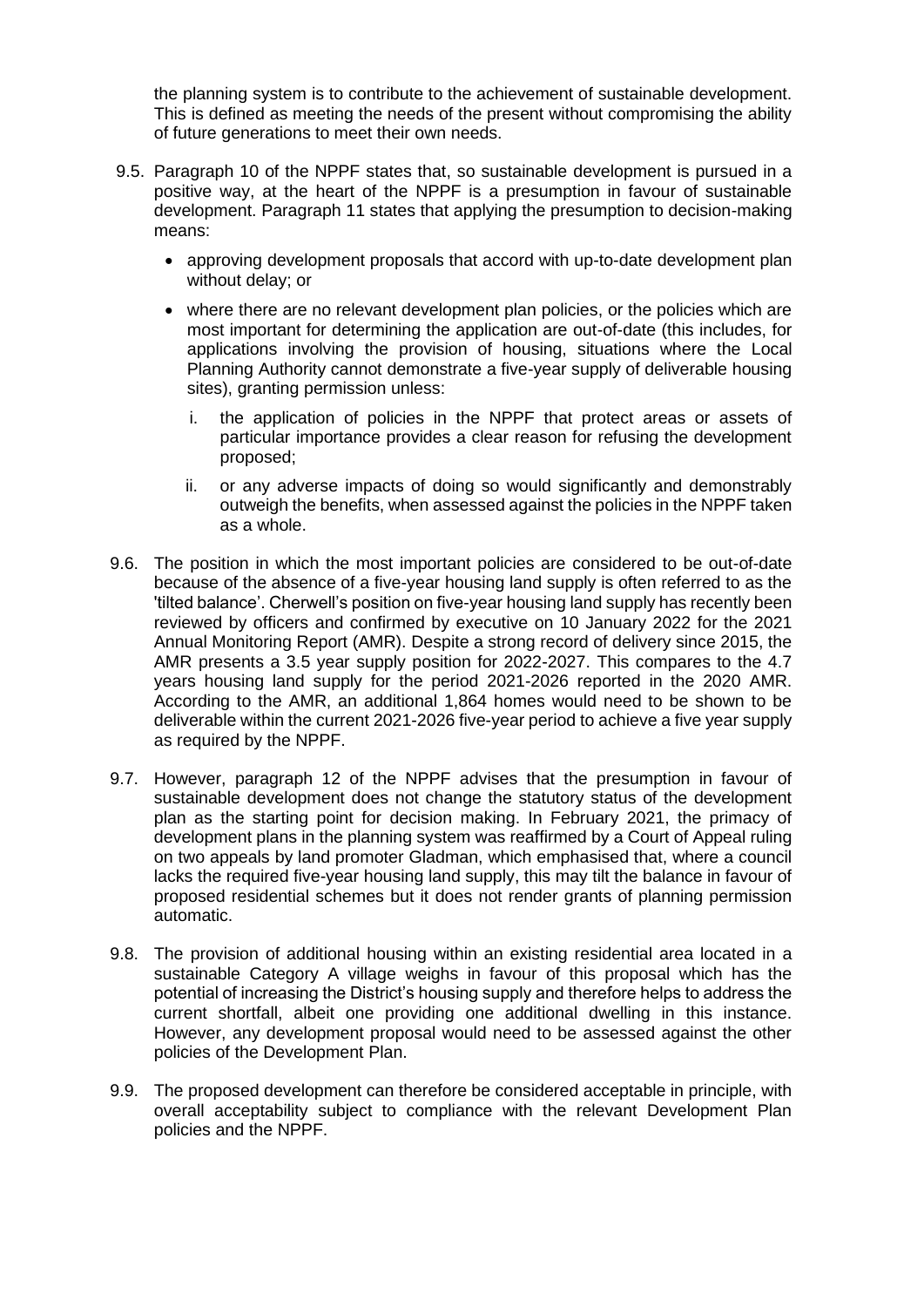the planning system is to contribute to the achievement of sustainable development. This is defined as meeting the needs of the present without compromising the ability of future generations to meet their own needs.

9.5. Paragraph 10 of the NPPF states that, so sustainable development is pursued in a positive way, at the heart of the NPPF is a presumption in favour of sustainable development. Paragraph 11 states that applying the presumption to decision-making means:

- approving development proposals that accord with up-to-date development plan without delay; or
- where there are no relevant development plan policies, or the policies which are most important for determining the application are out-of-date (this includes, for applications involving the provision of housing, situations where the Local Planning Authority cannot demonstrate a five-year supply of deliverable housing sites), granting permission unless:
  1. the application of policies in the NPPF that protect areas or assets of particular importance provides a clear reason for refusing the development proposed;
  2. or any adverse impacts of doing so would significantly and demonstrably outweigh the benefits, when assessed against the policies in the NPPF taken as a whole.

9.6. The position in which the most important policies are considered to be out-of-date because of the absence of a five-year housing land supply is often referred to as the 'tilted balance'. Cherwell's position on five-year housing land supply has recently been reviewed by officers and confirmed by executive on 10 January 2022 for the 2021 Annual Monitoring Report (AMR). Despite a strong record of delivery since 2015, the AMR presents a 3.5 year supply position for 2022-2027. This compares to the 4.7 years housing land supply for the period 2021-2026 reported in the 2020 AMR. According to the AMR, an additional 1,864 homes would need to be shown to be deliverable within the current 2021-2026 five-year period to achieve a five year supply as required by the NPPF.

9.7. However, paragraph 12 of the NPPF advises that the presumption in favour of sustainable development does not change the statutory status of the development plan as the starting point for decision making. In February 2021, the primacy of development plans in the planning system was reaffirmed by a Court of Appeal ruling on two appeals by land promoter Gladman, which emphasised that, where a council lacks the required five-year housing land supply, this may tilt the balance in favour of proposed residential schemes but it does not render grants of planning permission automatic.

9.8. The provision of additional housing within an existing residential area located in a sustainable Category A village weighs in favour of this proposal which has the potential of increasing the District's housing supply and therefore helps to address the current shortfall, albeit one providing one additional dwelling in this instance. However, any development proposal would need to be assessed against the other policies of the Development Plan.

9.9. The proposed development can therefore be considered acceptable in principle, with overall acceptability subject to compliance with the relevant Development Plan policies and the NPPF.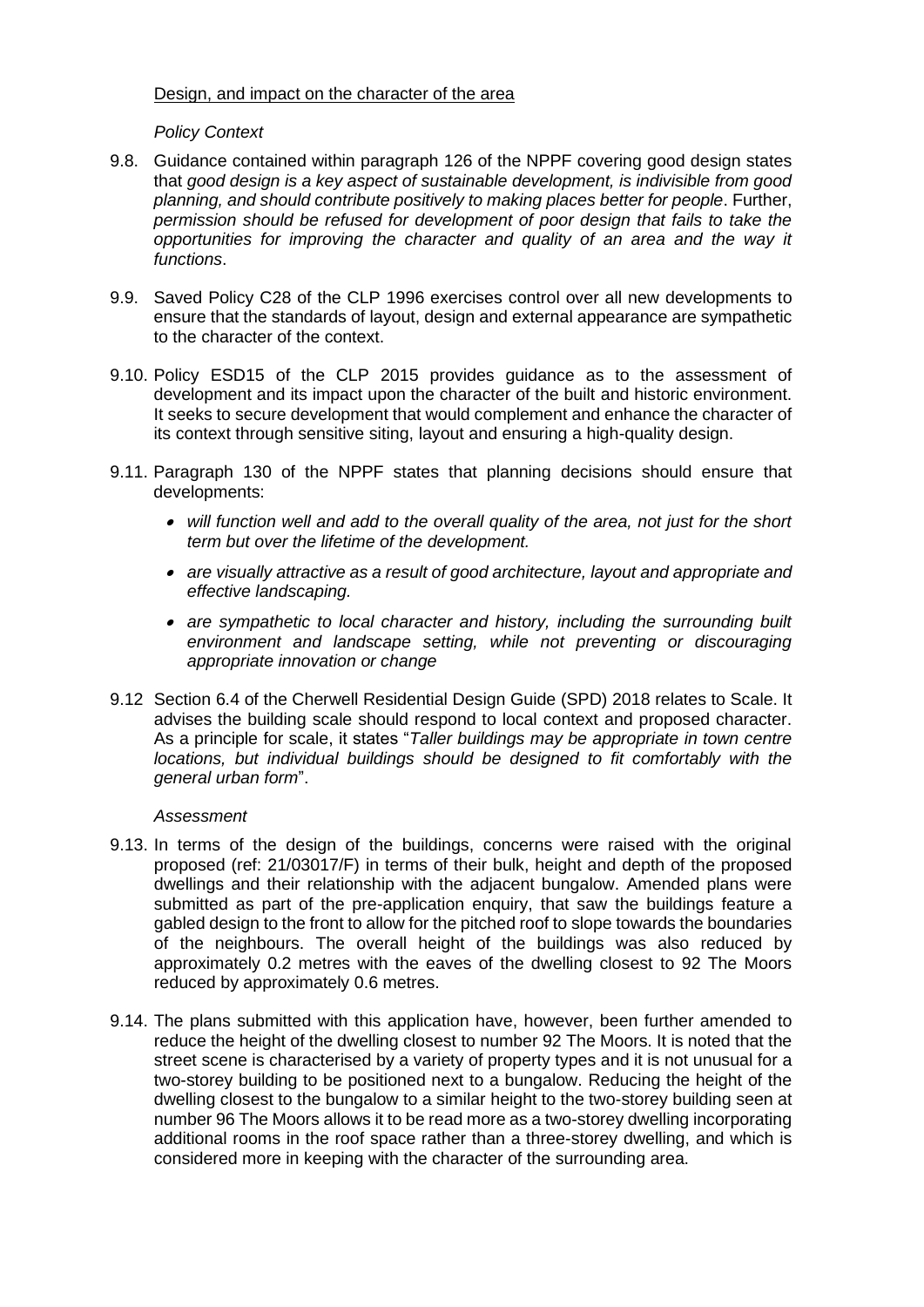Design, and impact on the character of the area

*Policy Context*

9.8. Guidance contained within paragraph 126 of the NPPF covering good design states that *good design is a key aspect of sustainable development, is indivisible from good planning, and should contribute positively to making places better for people*. Further, *permission should be refused for development of poor design that fails to take the opportunities for improving the character and quality of an area and the way it functions*.

9.9. Saved Policy C28 of the CLP 1996 exercises control over all new developments to ensure that the standards of layout, design and external appearance are sympathetic to the character of the context.

9.10. Policy ESD15 of the CLP 2015 provides guidance as to the assessment of development and its impact upon the character of the built and historic environment. It seeks to secure development that would complement and enhance the character of its context through sensitive siting, layout and ensuring a high-quality design.

9.11. Paragraph 130 of the NPPF states that planning decisions should ensure that developments:

- *will function well and add to the overall quality of the area, not just for the short term but over the lifetime of the development.*
- *are visually attractive as a result of good architecture, layout and appropriate and effective landscaping.*
- *are sympathetic to local character and history, including the surrounding built environment and landscape setting, while not preventing or discouraging appropriate innovation or change*

9.12 Section 6.4 of the Cherwell Residential Design Guide (SPD) 2018 relates to Scale. It advises the building scale should respond to local context and proposed character. As a principle for scale, it states "*Taller buildings may be appropriate in town centre locations, but individual buildings should be designed to fit comfortably with the general urban form*".

*Assessment*

9.13. In terms of the design of the buildings, concerns were raised with the original proposed (ref: 21/03017/F) in terms of their bulk, height and depth of the proposed dwellings and their relationship with the adjacent bungalow. Amended plans were submitted as part of the pre-application enquiry, that saw the buildings feature a gabled design to the front to allow for the pitched roof to slope towards the boundaries of the neighbours. The overall height of the buildings was also reduced by approximately 0.2 metres with the eaves of the dwelling closest to 92 The Moors reduced by approximately 0.6 metres.

9.14. The plans submitted with this application have, however, been further amended to reduce the height of the dwelling closest to number 92 The Moors. It is noted that the street scene is characterised by a variety of property types and it is not unusual for a two-storey building to be positioned next to a bungalow. Reducing the height of the dwelling closest to the bungalow to a similar height to the two-storey building seen at number 96 The Moors allows it to be read more as a two-storey dwelling incorporating additional rooms in the roof space rather than a three-storey dwelling, and which is considered more in keeping with the character of the surrounding area.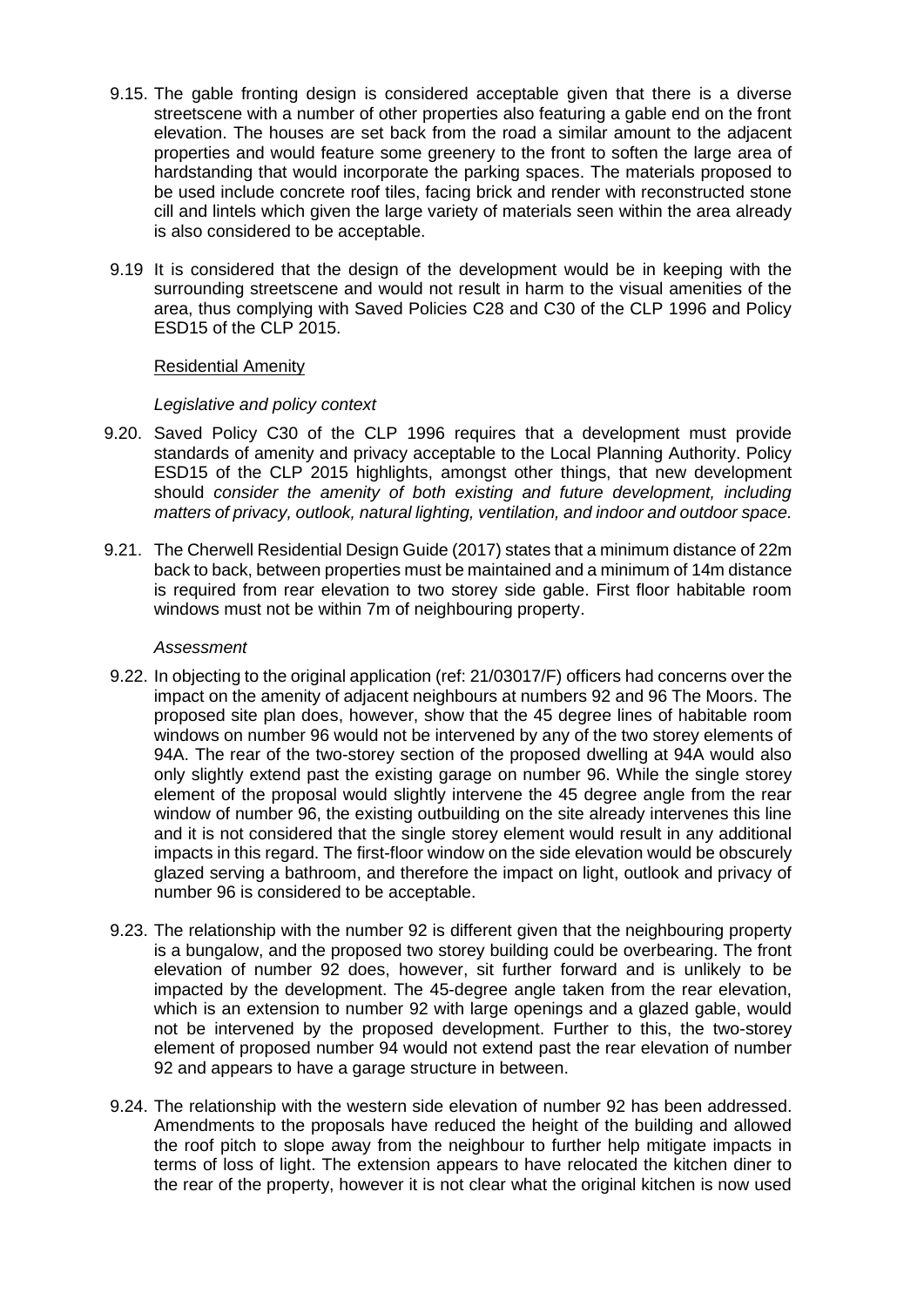9.15. The gable fronting design is considered acceptable given that there is a diverse streetscene with a number of other properties also featuring a gable end on the front elevation. The houses are set back from the road a similar amount to the adjacent properties and would feature some greenery to the front to soften the large area of hardstanding that would incorporate the parking spaces. The materials proposed to be used include concrete roof tiles, facing brick and render with reconstructed stone cill and lintels which given the large variety of materials seen within the area already is also considered to be acceptable.

9.19 It is considered that the design of the development would be in keeping with the surrounding streetscene and would not result in harm to the visual amenities of the area, thus complying with Saved Policies C28 and C30 of the CLP 1996 and Policy ESD15 of the CLP 2015.

Residential Amenity

*Legislative and policy context*

9.20. Saved Policy C30 of the CLP 1996 requires that a development must provide standards of amenity and privacy acceptable to the Local Planning Authority. Policy ESD15 of the CLP 2015 highlights, amongst other things, that new development should *consider the amenity of both existing and future development, including matters of privacy, outlook, natural lighting, ventilation, and indoor and outdoor space.*

9.21. The Cherwell Residential Design Guide (2017) states that a minimum distance of 22m back to back, between properties must be maintained and a minimum of 14m distance is required from rear elevation to two storey side gable. First floor habitable room windows must not be within 7m of neighbouring property.

*Assessment*

9.22. In objecting to the original application (ref: 21/03017/F) officers had concerns over the impact on the amenity of adjacent neighbours at numbers 92 and 96 The Moors. The proposed site plan does, however, show that the 45 degree lines of habitable room windows on number 96 would not be intervened by any of the two storey elements of 94A. The rear of the two-storey section of the proposed dwelling at 94A would also only slightly extend past the existing garage on number 96. While the single storey element of the proposal would slightly intervene the 45 degree angle from the rear window of number 96, the existing outbuilding on the site already intervenes this line and it is not considered that the single storey element would result in any additional impacts in this regard. The first-floor window on the side elevation would be obscurely glazed serving a bathroom, and therefore the impact on light, outlook and privacy of number 96 is considered to be acceptable.

9.23. The relationship with the number 92 is different given that the neighbouring property is a bungalow, and the proposed two storey building could be overbearing. The front elevation of number 92 does, however, sit further forward and is unlikely to be impacted by the development. The 45-degree angle taken from the rear elevation, which is an extension to number 92 with large openings and a glazed gable, would not be intervened by the proposed development. Further to this, the two-storey element of proposed number 94 would not extend past the rear elevation of number 92 and appears to have a garage structure in between.

9.24. The relationship with the western side elevation of number 92 has been addressed. Amendments to the proposals have reduced the height of the building and allowed the roof pitch to slope away from the neighbour to further help mitigate impacts in terms of loss of light. The extension appears to have relocated the kitchen diner to the rear of the property, however it is not clear what the original kitchen is now used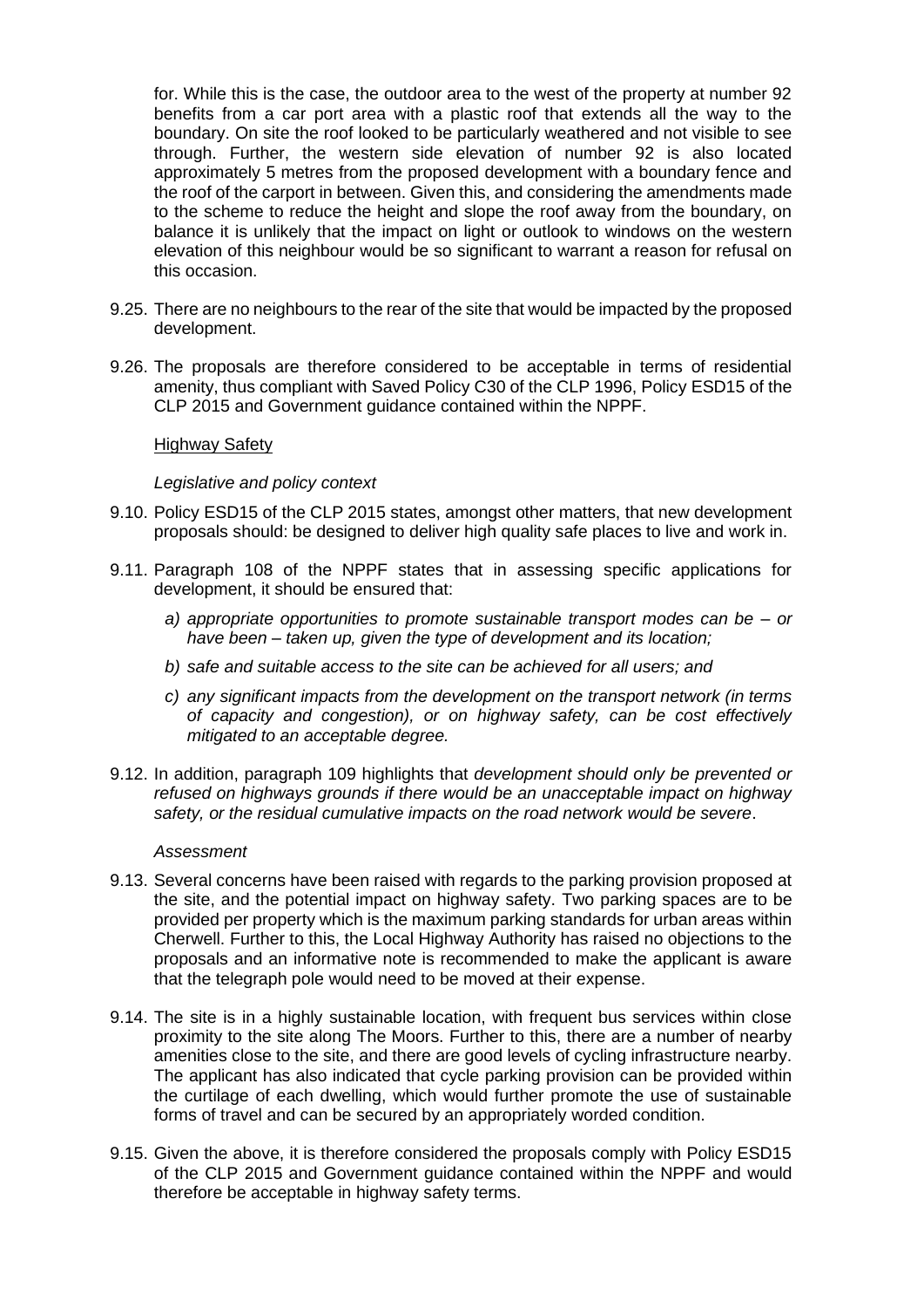for. While this is the case, the outdoor area to the west of the property at number 92 benefits from a car port area with a plastic roof that extends all the way to the boundary. On site the roof looked to be particularly weathered and not visible to see through. Further, the western side elevation of number 92 is also located approximately 5 metres from the proposed development with a boundary fence and the roof of the carport in between. Given this, and considering the amendments made to the scheme to reduce the height and slope the roof away from the boundary, on balance it is unlikely that the impact on light or outlook to windows on the western elevation of this neighbour would be so significant to warrant a reason for refusal on this occasion.

9.25. There are no neighbours to the rear of the site that would be impacted by the proposed development.

9.26. The proposals are therefore considered to be acceptable in terms of residential amenity, thus compliant with Saved Policy C30 of the CLP 1996, Policy ESD15 of the CLP 2015 and Government guidance contained within the NPPF.

Highway Safety

*Legislative and policy context*

9.10. Policy ESD15 of the CLP 2015 states, amongst other matters, that new development proposals should: be designed to deliver high quality safe places to live and work in.

9.11. Paragraph 108 of the NPPF states that in assessing specific applications for development, it should be ensured that:

*a) appropriate opportunities to promote sustainable transport modes can be – or have been – taken up, given the type of development and its location;*

*b) safe and suitable access to the site can be achieved for all users; and*

*c) any significant impacts from the development on the transport network (in terms of capacity and congestion), or on highway safety, can be cost effectively mitigated to an acceptable degree.*

9.12. In addition, paragraph 109 highlights that *development should only be prevented or refused on highways grounds if there would be an unacceptable impact on highway safety, or the residual cumulative impacts on the road network would be severe*.

*Assessment*

9.13. Several concerns have been raised with regards to the parking provision proposed at the site, and the potential impact on highway safety. Two parking spaces are to be provided per property which is the maximum parking standards for urban areas within Cherwell. Further to this, the Local Highway Authority has raised no objections to the proposals and an informative note is recommended to make the applicant is aware that the telegraph pole would need to be moved at their expense.

9.14. The site is in a highly sustainable location, with frequent bus services within close proximity to the site along The Moors. Further to this, there are a number of nearby amenities close to the site, and there are good levels of cycling infrastructure nearby. The applicant has also indicated that cycle parking provision can be provided within the curtilage of each dwelling, which would further promote the use of sustainable forms of travel and can be secured by an appropriately worded condition.

9.15. Given the above, it is therefore considered the proposals comply with Policy ESD15 of the CLP 2015 and Government guidance contained within the NPPF and would therefore be acceptable in highway safety terms.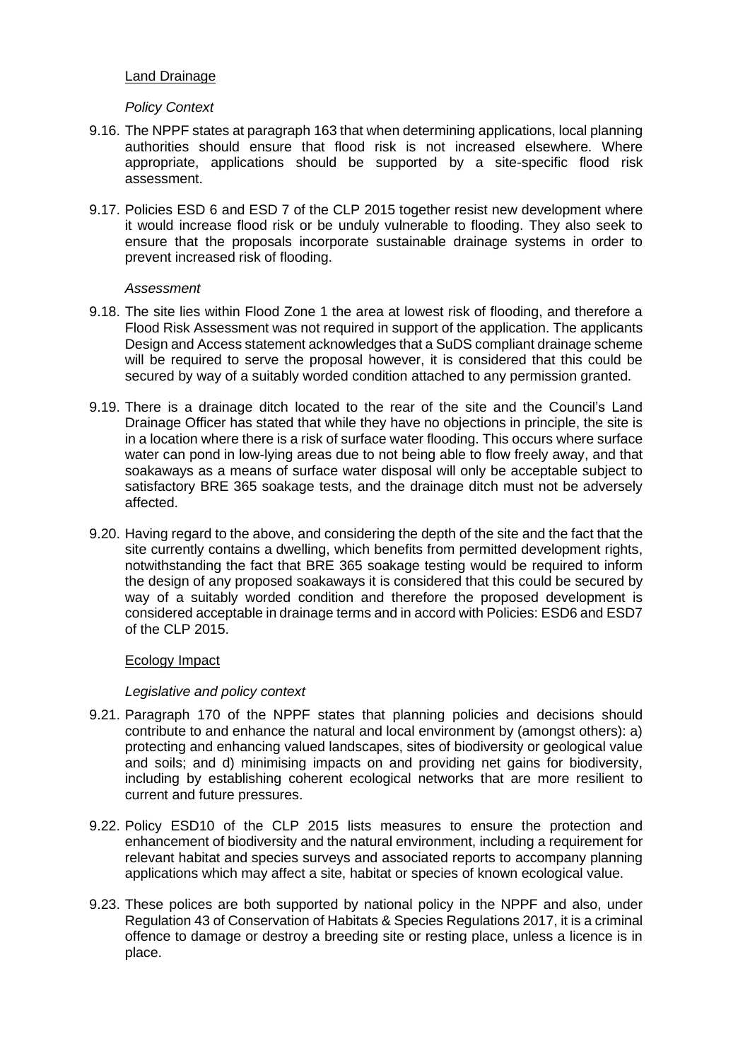## Land Drainage

*Policy Context*

9.16. The NPPF states at paragraph 163 that when determining applications, local planning authorities should ensure that flood risk is not increased elsewhere. Where appropriate, applications should be supported by a site-specific flood risk assessment.

9.17. Policies ESD 6 and ESD 7 of the CLP 2015 together resist new development where it would increase flood risk or be unduly vulnerable to flooding. They also seek to ensure that the proposals incorporate sustainable drainage systems in order to prevent increased risk of flooding.

*Assessment*

9.18. The site lies within Flood Zone 1 the area at lowest risk of flooding, and therefore a Flood Risk Assessment was not required in support of the application. The applicants Design and Access statement acknowledges that a SuDS compliant drainage scheme will be required to serve the proposal however, it is considered that this could be secured by way of a suitably worded condition attached to any permission granted.

9.19. There is a drainage ditch located to the rear of the site and the Council's Land Drainage Officer has stated that while they have no objections in principle, the site is in a location where there is a risk of surface water flooding. This occurs where surface water can pond in low-lying areas due to not being able to flow freely away, and that soakaways as a means of surface water disposal will only be acceptable subject to satisfactory BRE 365 soakage tests, and the drainage ditch must not be adversely affected.

9.20. Having regard to the above, and considering the depth of the site and the fact that the site currently contains a dwelling, which benefits from permitted development rights, notwithstanding the fact that BRE 365 soakage testing would be required to inform the design of any proposed soakaways it is considered that this could be secured by way of a suitably worded condition and therefore the proposed development is considered acceptable in drainage terms and in accord with Policies: ESD6 and ESD7 of the CLP 2015.

## Ecology Impact

*Legislative and policy context*

9.21. Paragraph 170 of the NPPF states that planning policies and decisions should contribute to and enhance the natural and local environment by (amongst others): a) protecting and enhancing valued landscapes, sites of biodiversity or geological value and soils; and d) minimising impacts on and providing net gains for biodiversity, including by establishing coherent ecological networks that are more resilient to current and future pressures.

9.22. Policy ESD10 of the CLP 2015 lists measures to ensure the protection and enhancement of biodiversity and the natural environment, including a requirement for relevant habitat and species surveys and associated reports to accompany planning applications which may affect a site, habitat or species of known ecological value.

9.23. These polices are both supported by national policy in the NPPF and also, under Regulation 43 of Conservation of Habitats & Species Regulations 2017, it is a criminal offence to damage or destroy a breeding site or resting place, unless a licence is in place.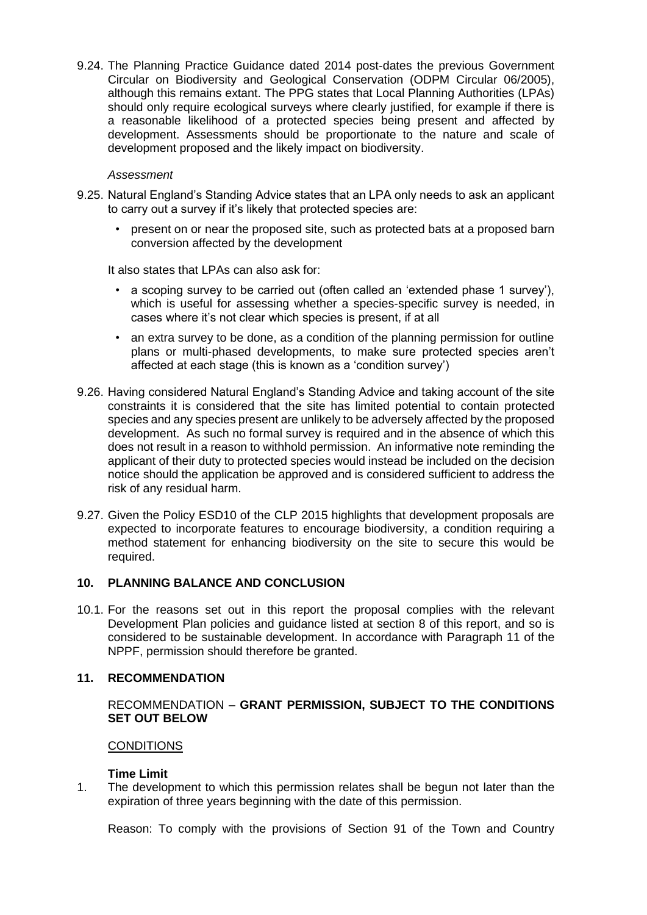9.24. The Planning Practice Guidance dated 2014 post-dates the previous Government Circular on Biodiversity and Geological Conservation (ODPM Circular 06/2005), although this remains extant. The PPG states that Local Planning Authorities (LPAs) should only require ecological surveys where clearly justified, for example if there is a reasonable likelihood of a protected species being present and affected by development. Assessments should be proportionate to the nature and scale of development proposed and the likely impact on biodiversity.

*Assessment*

9.25. Natural England's Standing Advice states that an LPA only needs to ask an applicant to carry out a survey if it's likely that protected species are:

- present on or near the proposed site, such as protected bats at a proposed barn conversion affected by the development

It also states that LPAs can also ask for:

- a scoping survey to be carried out (often called an 'extended phase 1 survey'), which is useful for assessing whether a species-specific survey is needed, in cases where it's not clear which species is present, if at all
- an extra survey to be done, as a condition of the planning permission for outline plans or multi-phased developments, to make sure protected species aren't affected at each stage (this is known as a 'condition survey')

9.26. Having considered Natural England's Standing Advice and taking account of the site constraints it is considered that the site has limited potential to contain protected species and any species present are unlikely to be adversely affected by the proposed development. As such no formal survey is required and in the absence of which this does not result in a reason to withhold permission. An informative note reminding the applicant of their duty to protected species would instead be included on the decision notice should the application be approved and is considered sufficient to address the risk of any residual harm.

9.27. Given the Policy ESD10 of the CLP 2015 highlights that development proposals are expected to incorporate features to encourage biodiversity, a condition requiring a method statement for enhancing biodiversity on the site to secure this would be required.

## 10. PLANNING BALANCE AND CONCLUSION

10.1. For the reasons set out in this report the proposal complies with the relevant Development Plan policies and guidance listed at section 8 of this report, and so is considered to be sustainable development. In accordance with Paragraph 11 of the NPPF, permission should therefore be granted.

## 11. RECOMMENDATION

RECOMMENDATION – **GRANT PERMISSION, SUBJECT TO THE CONDITIONS SET OUT BELOW**

CONDITIONS

**Time Limit**

1. The development to which this permission relates shall be begun not later than the expiration of three years beginning with the date of this permission.

   Reason: To comply with the provisions of Section 91 of the Town and Country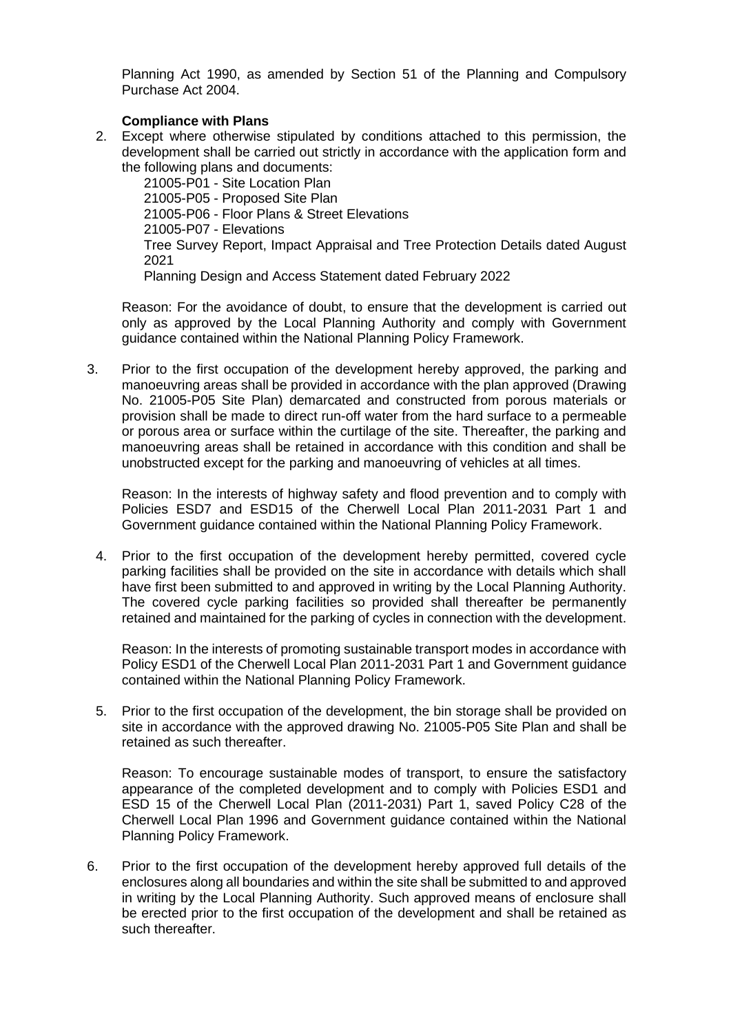Planning Act 1990, as amended by Section 51 of the Planning and Compulsory Purchase Act 2004.

**Compliance with Plans**

2. Except where otherwise stipulated by conditions attached to this permission, the development shall be carried out strictly in accordance with the application form and the following plans and documents:

   21005-P01 - Site Location Plan
   21005-P05 - Proposed Site Plan
   21005-P06 - Floor Plans & Street Elevations
   21005-P07 - Elevations
   Tree Survey Report, Impact Appraisal and Tree Protection Details dated August 2021
   Planning Design and Access Statement dated February 2022

   Reason: For the avoidance of doubt, to ensure that the development is carried out only as approved by the Local Planning Authority and comply with Government guidance contained within the National Planning Policy Framework.

3. Prior to the first occupation of the development hereby approved, the parking and manoeuvring areas shall be provided in accordance with the plan approved (Drawing No. 21005-P05 Site Plan) demarcated and constructed from porous materials or provision shall be made to direct run-off water from the hard surface to a permeable or porous area or surface within the curtilage of the site. Thereafter, the parking and manoeuvring areas shall be retained in accordance with this condition and shall be unobstructed except for the parking and manoeuvring of vehicles at all times.

   Reason: In the interests of highway safety and flood prevention and to comply with Policies ESD7 and ESD15 of the Cherwell Local Plan 2011-2031 Part 1 and Government guidance contained within the National Planning Policy Framework.

4. Prior to the first occupation of the development hereby permitted, covered cycle parking facilities shall be provided on the site in accordance with details which shall have first been submitted to and approved in writing by the Local Planning Authority. The covered cycle parking facilities so provided shall thereafter be permanently retained and maintained for the parking of cycles in connection with the development.

   Reason: In the interests of promoting sustainable transport modes in accordance with Policy ESD1 of the Cherwell Local Plan 2011-2031 Part 1 and Government guidance contained within the National Planning Policy Framework.

5. Prior to the first occupation of the development, the bin storage shall be provided on site in accordance with the approved drawing No. 21005-P05 Site Plan and shall be retained as such thereafter.

   Reason: To encourage sustainable modes of transport, to ensure the satisfactory appearance of the completed development and to comply with Policies ESD1 and ESD 15 of the Cherwell Local Plan (2011-2031) Part 1, saved Policy C28 of the Cherwell Local Plan 1996 and Government guidance contained within the National Planning Policy Framework.

6. Prior to the first occupation of the development hereby approved full details of the enclosures along all boundaries and within the site shall be submitted to and approved in writing by the Local Planning Authority. Such approved means of enclosure shall be erected prior to the first occupation of the development and shall be retained as such thereafter.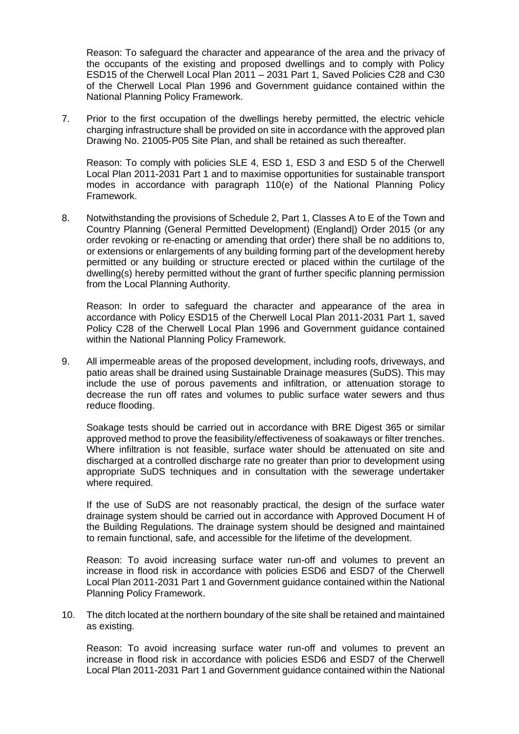Reason: To safeguard the character and appearance of the area and the privacy of the occupants of the existing and proposed dwellings and to comply with Policy ESD15 of the Cherwell Local Plan 2011 – 2031 Part 1, Saved Policies C28 and C30 of the Cherwell Local Plan 1996 and Government guidance contained within the National Planning Policy Framework.

7. Prior to the first occupation of the dwellings hereby permitted, the electric vehicle charging infrastructure shall be provided on site in accordance with the approved plan Drawing No. 21005-P05 Site Plan, and shall be retained as such thereafter.

   Reason: To comply with policies SLE 4, ESD 1, ESD 3 and ESD 5 of the Cherwell Local Plan 2011-2031 Part 1 and to maximise opportunities for sustainable transport modes in accordance with paragraph 110(e) of the National Planning Policy Framework.

8. Notwithstanding the provisions of Schedule 2, Part 1, Classes A to E of the Town and Country Planning (General Permitted Development) (England|) Order 2015 (or any order revoking or re-enacting or amending that order) there shall be no additions to, or extensions or enlargements of any building forming part of the development hereby permitted or any building or structure erected or placed within the curtilage of the dwelling(s) hereby permitted without the grant of further specific planning permission from the Local Planning Authority.

   Reason: In order to safeguard the character and appearance of the area in accordance with Policy ESD15 of the Cherwell Local Plan 2011-2031 Part 1, saved Policy C28 of the Cherwell Local Plan 1996 and Government guidance contained within the National Planning Policy Framework.

9. All impermeable areas of the proposed development, including roofs, driveways, and patio areas shall be drained using Sustainable Drainage measures (SuDS). This may include the use of porous pavements and infiltration, or attenuation storage to decrease the run off rates and volumes to public surface water sewers and thus reduce flooding.

   Soakage tests should be carried out in accordance with BRE Digest 365 or similar approved method to prove the feasibility/effectiveness of soakaways or filter trenches. Where infiltration is not feasible, surface water should be attenuated on site and discharged at a controlled discharge rate no greater than prior to development using appropriate SuDS techniques and in consultation with the sewerage undertaker where required.

   If the use of SuDS are not reasonably practical, the design of the surface water drainage system should be carried out in accordance with Approved Document H of the Building Regulations. The drainage system should be designed and maintained to remain functional, safe, and accessible for the lifetime of the development.

   Reason: To avoid increasing surface water run-off and volumes to prevent an increase in flood risk in accordance with policies ESD6 and ESD7 of the Cherwell Local Plan 2011-2031 Part 1 and Government guidance contained within the National Planning Policy Framework.

10. The ditch located at the northern boundary of the site shall be retained and maintained as existing.

    Reason: To avoid increasing surface water run-off and volumes to prevent an increase in flood risk in accordance with policies ESD6 and ESD7 of the Cherwell Local Plan 2011-2031 Part 1 and Government guidance contained within the National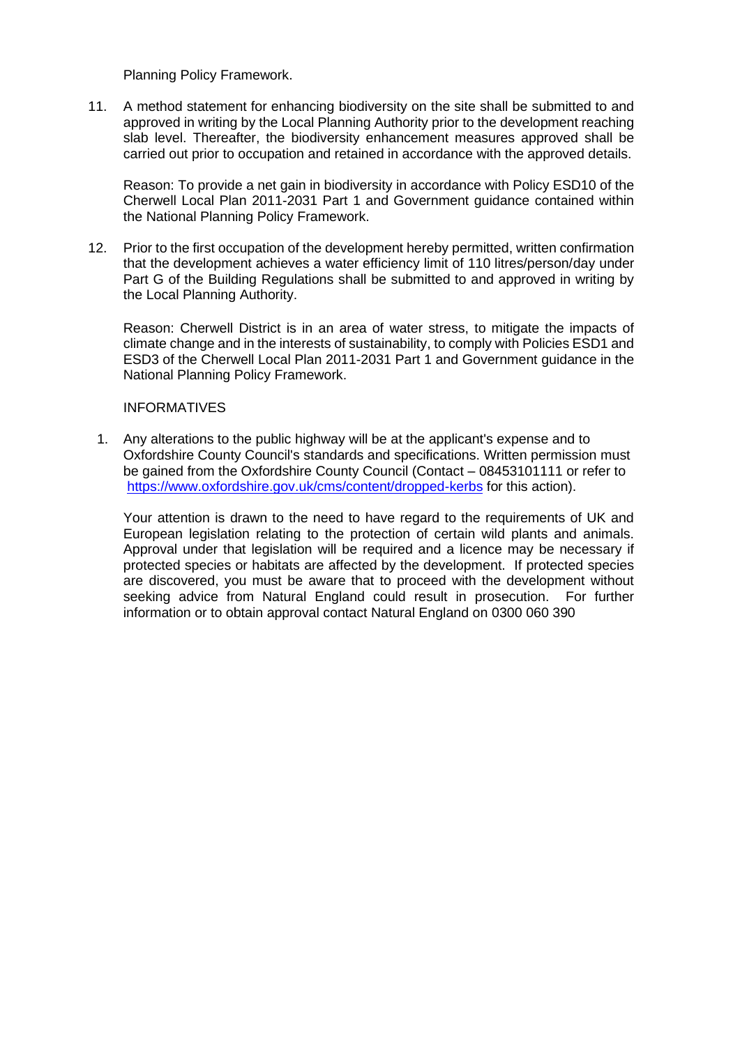Planning Policy Framework.

11. A method statement for enhancing biodiversity on the site shall be submitted to and approved in writing by the Local Planning Authority prior to the development reaching slab level. Thereafter, the biodiversity enhancement measures approved shall be carried out prior to occupation and retained in accordance with the approved details.

    Reason: To provide a net gain in biodiversity in accordance with Policy ESD10 of the Cherwell Local Plan 2011-2031 Part 1 and Government guidance contained within the National Planning Policy Framework.

12. Prior to the first occupation of the development hereby permitted, written confirmation that the development achieves a water efficiency limit of 110 litres/person/day under Part G of the Building Regulations shall be submitted to and approved in writing by the Local Planning Authority.

    Reason: Cherwell District is in an area of water stress, to mitigate the impacts of climate change and in the interests of sustainability, to comply with Policies ESD1 and ESD3 of the Cherwell Local Plan 2011-2031 Part 1 and Government guidance in the National Planning Policy Framework.

INFORMATIVES

1. Any alterations to the public highway will be at the applicant's expense and to Oxfordshire County Council's standards and specifications. Written permission must be gained from the Oxfordshire County Council (Contact – 08453101111 or refer to https://www.oxfordshire.gov.uk/cms/content/dropped-kerbs for this action).

   Your attention is drawn to the need to have regard to the requirements of UK and European legislation relating to the protection of certain wild plants and animals. Approval under that legislation will be required and a licence may be necessary if protected species or habitats are affected by the development. If protected species are discovered, you must be aware that to proceed with the development without seeking advice from Natural England could result in prosecution. For further information or to obtain approval contact Natural England on 0300 060 390